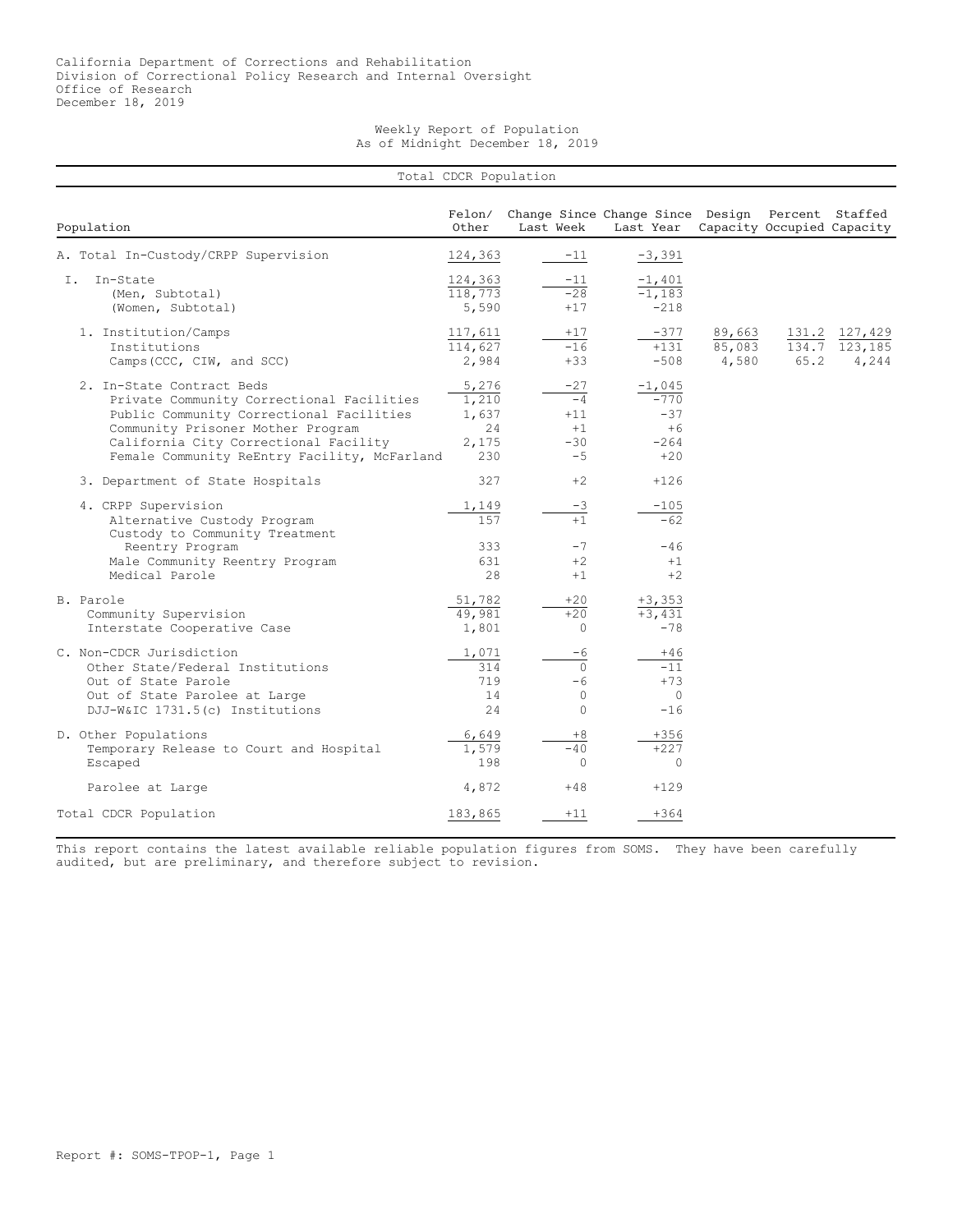California Department of Corrections and Rehabilitation
Division of Correctional Policy Research and Internal Oversight
Office of Research
December 18, 2019

## Weekly Report of Population
### As of Midnight December 18, 2019

### Total CDCR Population

| Population | Felon/ Other | Change Since Last Week | Change Since Last Year | Design Capacity | Percent Occupied | Staffed Capacity |
|---|---|---|---|---|---|---|
| A. Total In-Custody/CRPP Supervision | 124,363 | -11 | -3,391 | | | |
| I. In-State | 124,363 | -11 | -1,401 | | | |
| (Men, Subtotal) | 118,773 | -28 | -1,183 | | | |
| (Women, Subtotal) | 5,590 | +17 | -218 | | | |
| 1. Institution/Camps | 117,611 | +17 | -377 | 89,663 | 131.2 | 127,429 |
| Institutions | 114,627 | -16 | +131 | 85,083 | 134.7 | 123,185 |
| Camps(CCC, CIW, and SCC) | 2,984 | +33 | -508 | 4,580 | 65.2 | 4,244 |
| 2. In-State Contract Beds | 5,276 | -27 | -1,045 | | | |
| Private Community Correctional Facilities | 1,210 | -4 | -770 | | | |
| Public Community Correctional Facilities | 1,637 | +11 | -37 | | | |
| Community Prisoner Mother Program | 24 | +1 | +6 | | | |
| California City Correctional Facility | 2,175 | -30 | -264 | | | |
| Female Community ReEntry Facility, McFarland | 230 | -5 | +20 | | | |
| 3. Department of State Hospitals | 327 | +2 | +126 | | | |
| 4. CRPP Supervision | 1,149 | -3 | -105 | | | |
| Alternative Custody Program | 157 | +1 | -62 | | | |
| Custody to Community Treatment Reentry Program | 333 | -7 | -46 | | | |
| Male Community Reentry Program | 631 | +2 | +1 | | | |
| Medical Parole | 28 | +1 | +2 | | | |
| B. Parole | 51,782 | +20 | +3,353 | | | |
| Community Supervision | 49,981 | +20 | +3,431 | | | |
| Interstate Cooperative Case | 1,801 | 0 | -78 | | | |
| C. Non-CDCR Jurisdiction | 1,071 | -6 | +46 | | | |
| Other State/Federal Institutions | 314 | 0 | -11 | | | |
| Out of State Parole | 719 | -6 | +73 | | | |
| Out of State Parolee at Large | 14 | 0 | 0 | | | |
| DJJ-W&IC 1731.5(c) Institutions | 24 | 0 | -16 | | | |
| D. Other Populations | 6,649 | +8 | +356 | | | |
| Temporary Release to Court and Hospital | 1,579 | -40 | +227 | | | |
| Escaped | 198 | 0 | 0 | | | |
| Parolee at Large | 4,872 | +48 | +129 | | | |
| Total CDCR Population | 183,865 | +11 | +364 | | | |

This report contains the latest available reliable population figures from SOMS. They have been carefully audited, but are preliminary, and therefore subject to revision.

Report #: SOMS-TPOP-1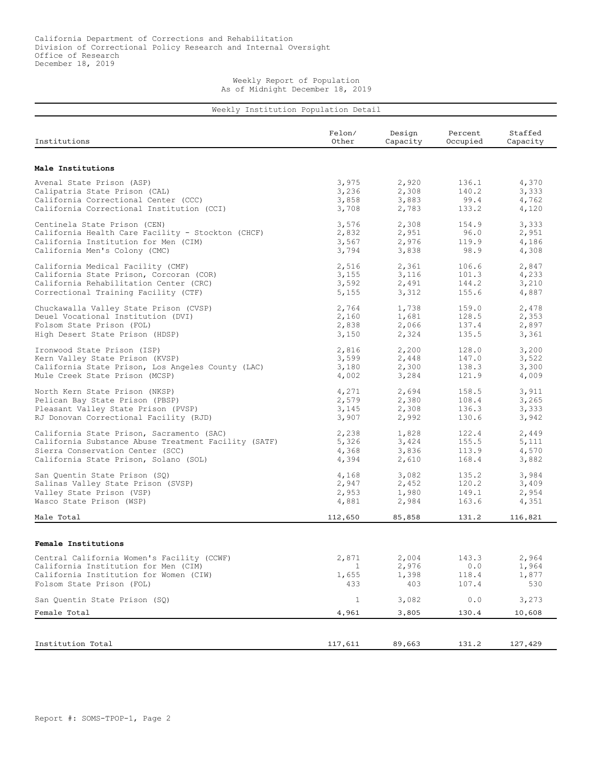California Department of Corrections and Rehabilitation
Division of Correctional Policy Research and Internal Oversight
Office of Research
December 18, 2019

Weekly Report of Population
As of Midnight December 18, 2019

Weekly Institution Population Detail

| Institutions | Felon/ Other | Design Capacity | Percent Occupied | Staffed Capacity |
|---|---|---|---|---|
| **Male Institutions** | | | | |
| Avenal State Prison (ASP) | 3,975 | 2,920 | 136.1 | 4,370 |
| Calipatria State Prison (CAL) | 3,236 | 2,308 | 140.2 | 3,333 |
| California Correctional Center (CCC) | 3,858 | 3,883 | 99.4 | 4,762 |
| California Correctional Institution (CCI) | 3,708 | 2,783 | 133.2 | 4,120 |
| Centinela State Prison (CEN) | 3,576 | 2,308 | 154.9 | 3,333 |
| California Health Care Facility - Stockton (CHCF) | 2,832 | 2,951 | 96.0 | 2,951 |
| California Institution for Men (CIM) | 3,567 | 2,976 | 119.9 | 4,186 |
| California Men's Colony (CMC) | 3,794 | 3,838 | 98.9 | 4,308 |
| California Medical Facility (CMF) | 2,516 | 2,361 | 106.6 | 2,847 |
| California State Prison, Corcoran (COR) | 3,155 | 3,116 | 101.3 | 4,233 |
| California Rehabilitation Center (CRC) | 3,592 | 2,491 | 144.2 | 3,210 |
| Correctional Training Facility (CTF) | 5,155 | 3,312 | 155.6 | 4,887 |
| Chuckawalla Valley State Prison (CVSP) | 2,764 | 1,738 | 159.0 | 2,478 |
| Deuel Vocational Institution (DVI) | 2,160 | 1,681 | 128.5 | 2,353 |
| Folsom State Prison (FOL) | 2,838 | 2,066 | 137.4 | 2,897 |
| High Desert State Prison (HDSP) | 3,150 | 2,324 | 135.5 | 3,361 |
| Ironwood State Prison (ISP) | 2,816 | 2,200 | 128.0 | 3,200 |
| Kern Valley State Prison (KVSP) | 3,599 | 2,448 | 147.0 | 3,522 |
| California State Prison, Los Angeles County (LAC) | 3,180 | 2,300 | 138.3 | 3,300 |
| Mule Creek State Prison (MCSP) | 4,002 | 3,284 | 121.9 | 4,009 |
| North Kern State Prison (NKSP) | 4,271 | 2,694 | 158.5 | 3,911 |
| Pelican Bay State Prison (PBSP) | 2,579 | 2,380 | 108.4 | 3,265 |
| Pleasant Valley State Prison (PVSP) | 3,145 | 2,308 | 136.3 | 3,333 |
| RJ Donovan Correctional Facility (RJD) | 3,907 | 2,992 | 130.6 | 3,942 |
| California State Prison, Sacramento (SAC) | 2,238 | 1,828 | 122.4 | 2,449 |
| California Substance Abuse Treatment Facility (SATF) | 5,326 | 3,424 | 155.5 | 5,111 |
| Sierra Conservation Center (SCC) | 4,368 | 3,836 | 113.9 | 4,570 |
| California State Prison, Solano (SOL) | 4,394 | 2,610 | 168.4 | 3,882 |
| San Quentin State Prison (SQ) | 4,168 | 3,082 | 135.2 | 3,984 |
| Salinas Valley State Prison (SVSP) | 2,947 | 2,452 | 120.2 | 3,409 |
| Valley State Prison (VSP) | 2,953 | 1,980 | 149.1 | 2,954 |
| Wasco State Prison (WSP) | 4,881 | 2,984 | 163.6 | 4,351 |
| Male Total | 112,650 | 85,858 | 131.2 | 116,821 |
| **Female Institutions** | | | | |
| Central California Women's Facility (CCWF) | 2,871 | 2,004 | 143.3 | 2,964 |
| California Institution for Men (CIM) | 1 | 2,976 | 0.0 | 1,964 |
| California Institution for Women (CIW) | 1,655 | 1,398 | 118.4 | 1,877 |
| Folsom State Prison (FOL) | 433 | 403 | 107.4 | 530 |
| San Quentin State Prison (SQ) | 1 | 3,082 | 0.0 | 3,273 |
| Female Total | 4,961 | 3,805 | 130.4 | 10,608 |
| Institution Total | 117,611 | 89,663 | 131.2 | 127,429 |

Report #: SOMS-TPOP-1, Page 2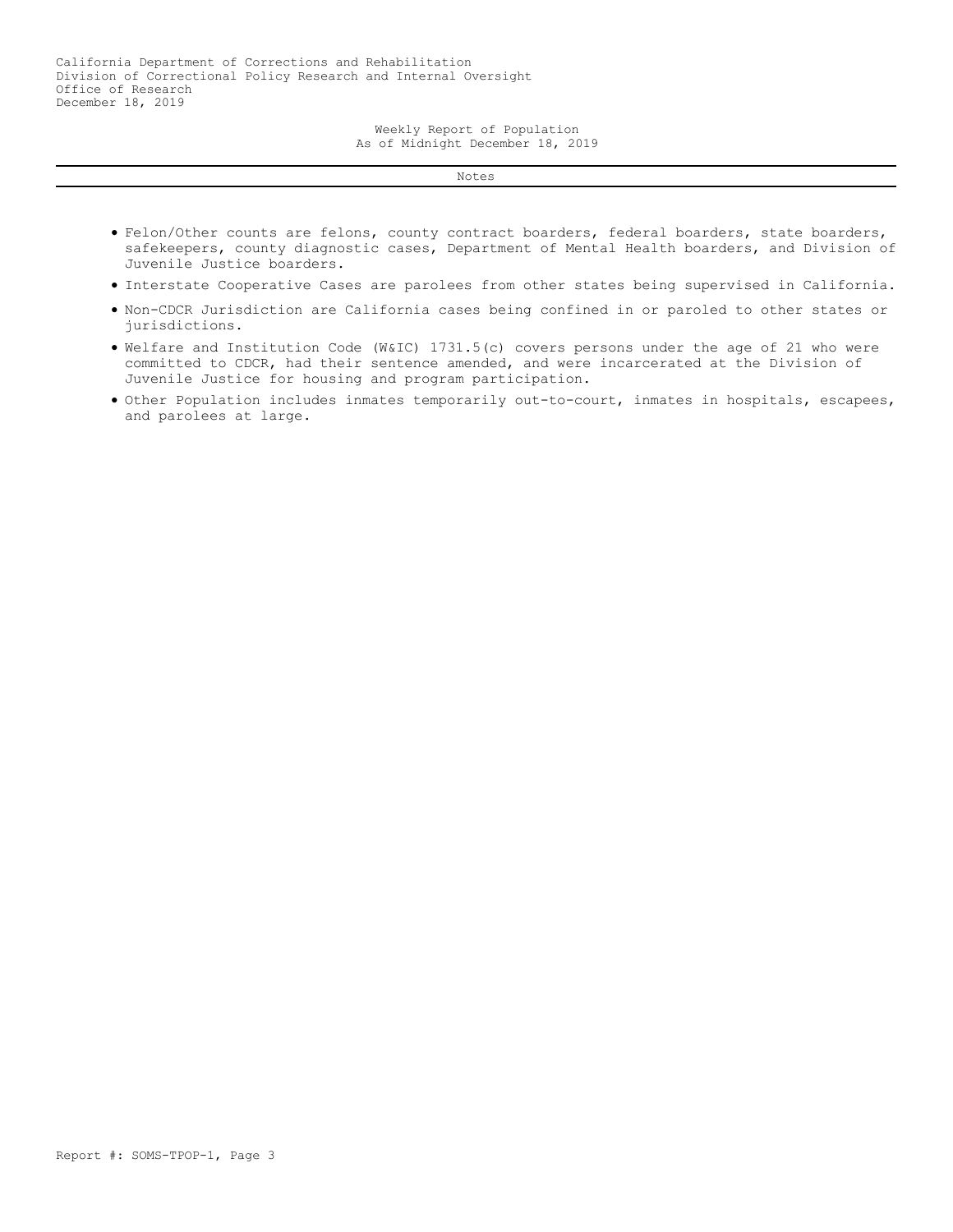California Department of Corrections and Rehabilitation
Division of Correctional Policy Research and Internal Oversight
Office of Research
December 18, 2019

Weekly Report of Population
As of Midnight December 18, 2019

## Notes

- Felon/Other counts are felons, county contract boarders, federal boarders, state boarders, safekeepers, county diagnostic cases, Department of Mental Health boarders, and Division of Juvenile Justice boarders.
- Interstate Cooperative Cases are parolees from other states being supervised in California.
- Non-CDCR Jurisdiction are California cases being confined in or paroled to other states or jurisdictions.
- Welfare and Institution Code (W&IC) 1731.5(c) covers persons under the age of 21 who were committed to CDCR, had their sentence amended, and were incarcerated at the Division of Juvenile Justice for housing and program participation.
- Other Population includes inmates temporarily out-to-court, inmates in hospitals, escapees, and parolees at large.

Report #: SOMS-TPOP-1, Page 3